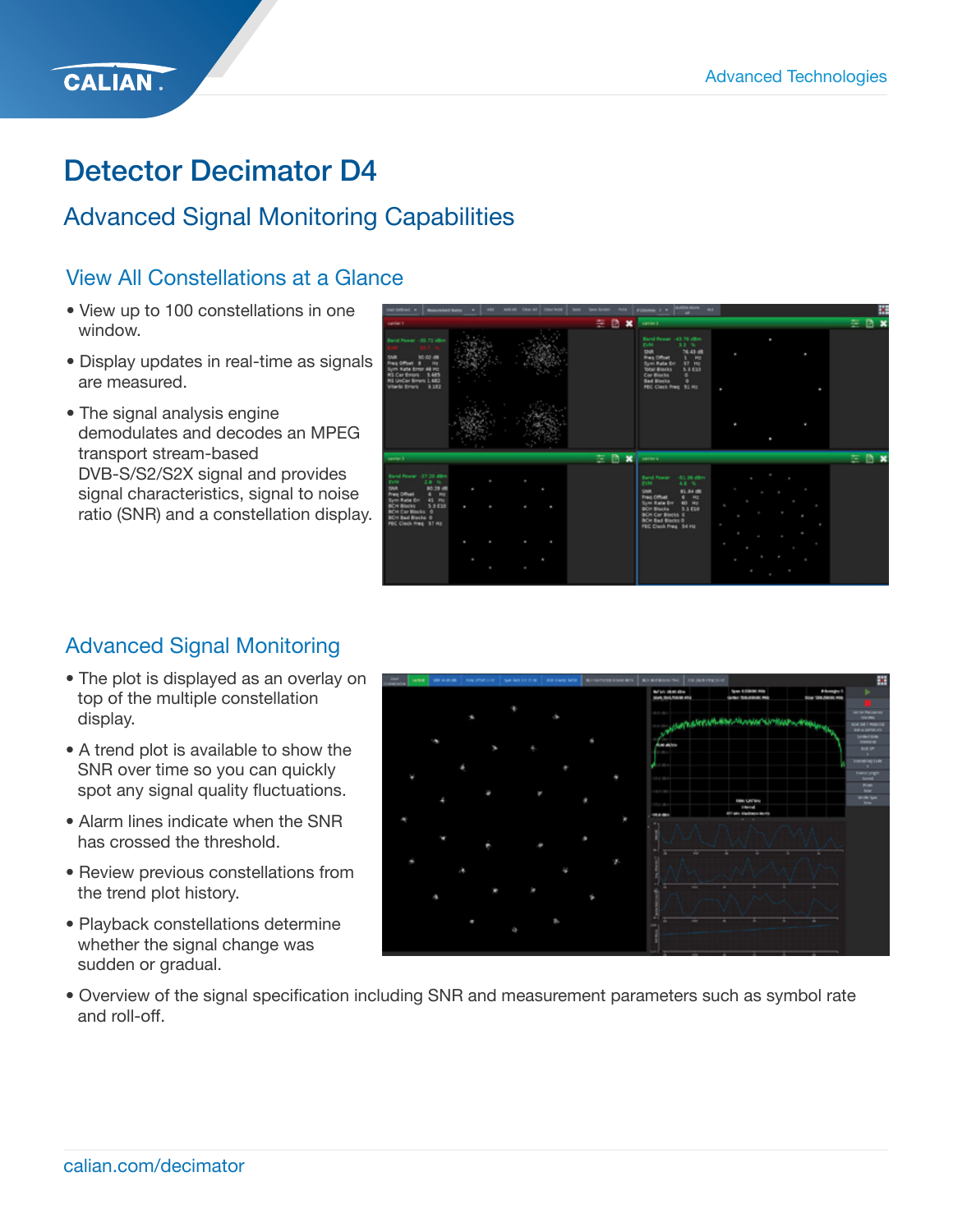# Detector Decimator D4

## Advanced Signal Monitoring Capabilities

### View All Constellations at a Glance

- View up to 100 constellations in one window.
- Display updates in real-time as signals are measured.
- The signal analysis engine demodulates and decodes an MPEG transport stream-based DVB-S/S2/S2X signal and provides signal characteristics, signal to noise ratio (SNR) and a constellation display.

### Advanced Signal Monitoring

- The plot is displayed as an overlay on top of the multiple constellation display.
- A trend plot is available to show the SNR over time so you can quickly spot any signal quality fluctuations.
- Alarm lines indicate when the SNR has crossed the threshold.
- Review previous constellations from the trend plot history.
- Playback constellations determine whether the signal change was sudden or gradual.
- Overview of the signal specification including SNR and measurement parameters such as symbol rate and roll-off.

calian.com/decimator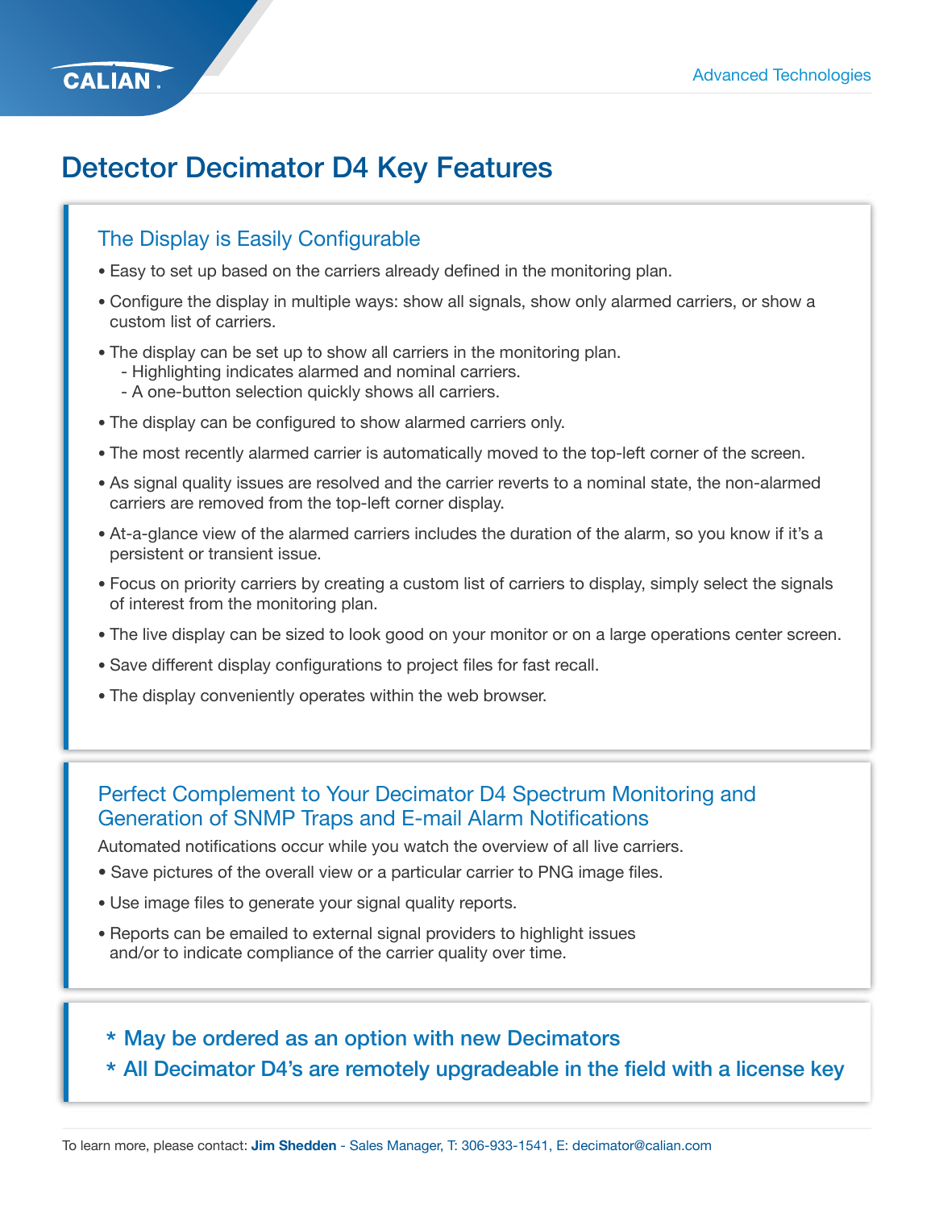# Detector Decimator D4 Key Features

## The Display is Easily Configurable

- Easy to set up based on the carriers already defined in the monitoring plan.
- Configure the display in multiple ways: show all signals, show only alarmed carriers, or show a custom list of carriers.
- The display can be set up to show all carriers in the monitoring plan.
  - Highlighting indicates alarmed and nominal carriers.
  - A one-button selection quickly shows all carriers.
- The display can be configured to show alarmed carriers only.
- The most recently alarmed carrier is automatically moved to the top-left corner of the screen.
- As signal quality issues are resolved and the carrier reverts to a nominal state, the non-alarmed carriers are removed from the top-left corner display.
- At-a-glance view of the alarmed carriers includes the duration of the alarm, so you know if it's a persistent or transient issue.
- Focus on priority carriers by creating a custom list of carriers to display, simply select the signals of interest from the monitoring plan.
- The live display can be sized to look good on your monitor or on a large operations center screen.
- Save different display configurations to project files for fast recall.
- The display conveniently operates within the web browser.

## Perfect Complement to Your Decimator D4 Spectrum Monitoring and Generation of SNMP Traps and E-mail Alarm Notifications

Automated notifications occur while you watch the overview of all live carriers.

- Save pictures of the overall view or a particular carrier to PNG image files.
- Use image files to generate your signal quality reports.
- Reports can be emailed to external signal providers to highlight issues and/or to indicate compliance of the carrier quality over time.

**\* May be ordered as an option with new Decimators**

**\* All Decimator D4's are remotely upgradeable in the field with a license key**

To learn more, please contact: **Jim Shedden** - Sales Manager, T: 306-933-1541, E: decimator@calian.com